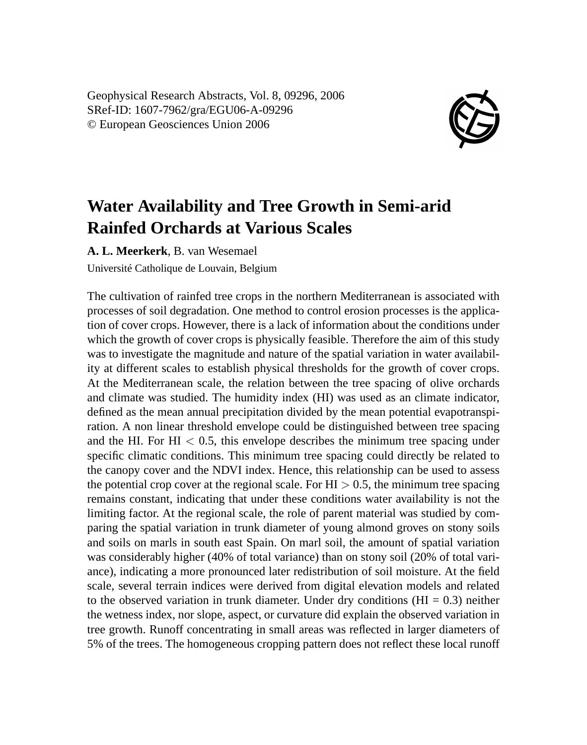Geophysical Research Abstracts, Vol. 8, 09296, 2006
SRef-ID: 1607-7962/gra/EGU06-A-09296
© European Geosciences Union 2006

# Water Availability and Tree Growth in Semi-arid Rainfed Orchards at Various Scales

**A. L. Meerkerk**, B. van Wesemael

Université Catholique de Louvain, Belgium

The cultivation of rainfed tree crops in the northern Mediterranean is associated with processes of soil degradation. One method to control erosion processes is the application of cover crops. However, there is a lack of information about the conditions under which the growth of cover crops is physically feasible. Therefore the aim of this study was to investigate the magnitude and nature of the spatial variation in water availability at different scales to establish physical thresholds for the growth of cover crops. At the Mediterranean scale, the relation between the tree spacing of olive orchards and climate was studied. The humidity index (HI) was used as an climate indicator, defined as the mean annual precipitation divided by the mean potential evapotranspiration. A non linear threshold envelope could be distinguished between tree spacing and the HI. For HI $< 0.5$, this envelope describes the minimum tree spacing under specific climatic conditions. This minimum tree spacing could directly be related to the canopy cover and the NDVI index. Hence, this relationship can be used to assess the potential crop cover at the regional scale. For HI $> 0.5$, the minimum tree spacing remains constant, indicating that under these conditions water availability is not the limiting factor. At the regional scale, the role of parent material was studied by comparing the spatial variation in trunk diameter of young almond groves on stony soils and soils on marls in south east Spain. On marl soil, the amount of spatial variation was considerably higher (40% of total variance) than on stony soil (20% of total variance), indicating a more pronounced later redistribution of soil moisture. At the field scale, several terrain indices were derived from digital elevation models and related to the observed variation in trunk diameter. Under dry conditions (HI = 0.3) neither the wetness index, nor slope, aspect, or curvature did explain the observed variation in tree growth. Runoff concentrating in small areas was reflected in larger diameters of 5% of the trees. The homogeneous cropping pattern does not reflect these local runoff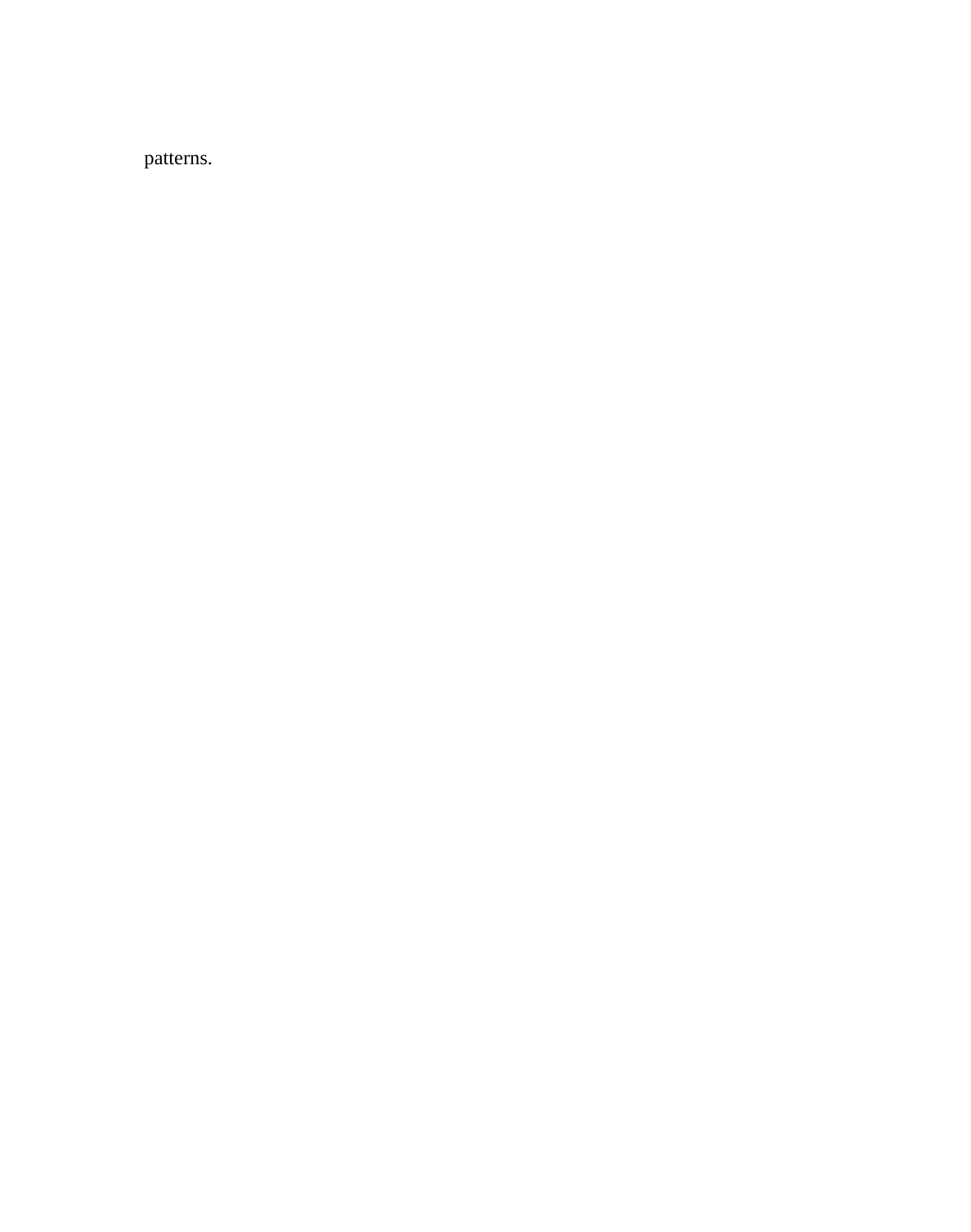patterns.